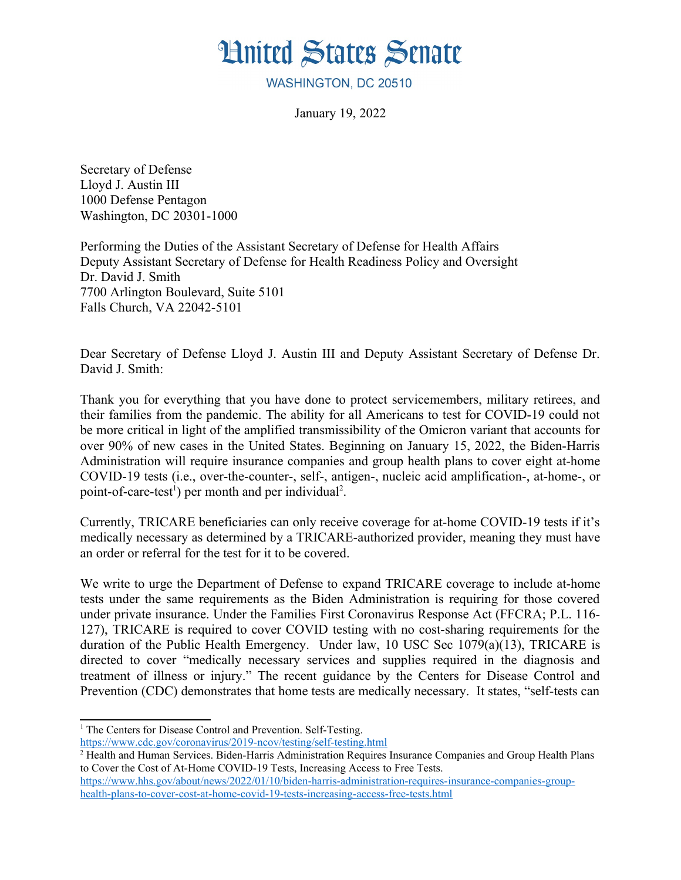# United States Senate

WASHINGTON, DC 20510

January 19, 2022

Secretary of Defense
Lloyd J. Austin III
1000 Defense Pentagon
Washington, DC 20301-1000

Performing the Duties of the Assistant Secretary of Defense for Health Affairs
Deputy Assistant Secretary of Defense for Health Readiness Policy and Oversight
Dr. David J. Smith
7700 Arlington Boulevard, Suite 5101
Falls Church, VA 22042-5101

Dear Secretary of Defense Lloyd J. Austin III and Deputy Assistant Secretary of Defense Dr. David J. Smith:

Thank you for everything that you have done to protect servicemembers, military retirees, and their families from the pandemic. The ability for all Americans to test for COVID-19 could not be more critical in light of the amplified transmissibility of the Omicron variant that accounts for over 90% of new cases in the United States. Beginning on January 15, 2022, the Biden-Harris Administration will require insurance companies and group health plans to cover eight at-home COVID-19 tests (i.e., over-the-counter-, self-, antigen-, nucleic acid amplification-, at-home-, or point-of-care-test[1]) per month and per individual[2].

Currently, TRICARE beneficiaries can only receive coverage for at-home COVID-19 tests if it's medically necessary as determined by a TRICARE-authorized provider, meaning they must have an order or referral for the test for it to be covered.

We write to urge the Department of Defense to expand TRICARE coverage to include at-home tests under the same requirements as the Biden Administration is requiring for those covered under private insurance. Under the Families First Coronavirus Response Act (FFCRA; P.L. 116-127), TRICARE is required to cover COVID testing with no cost-sharing requirements for the duration of the Public Health Emergency. Under law, 10 USC Sec 1079(a)(13), TRICARE is directed to cover "medically necessary services and supplies required in the diagnosis and treatment of illness or injury." The recent guidance by the Centers for Disease Control and Prevention (CDC) demonstrates that home tests are medically necessary. It states, "self-tests can

---

[1] The Centers for Disease Control and Prevention. Self-Testing. https://www.cdc.gov/coronavirus/2019-ncov/testing/self-testing.html

[2] Health and Human Services. Biden-Harris Administration Requires Insurance Companies and Group Health Plans to Cover the Cost of At-Home COVID-19 Tests, Increasing Access to Free Tests. https://www.hhs.gov/about/news/2022/01/10/biden-harris-administration-requires-insurance-companies-group-health-plans-to-cover-cost-at-home-covid-19-tests-increasing-access-free-tests.html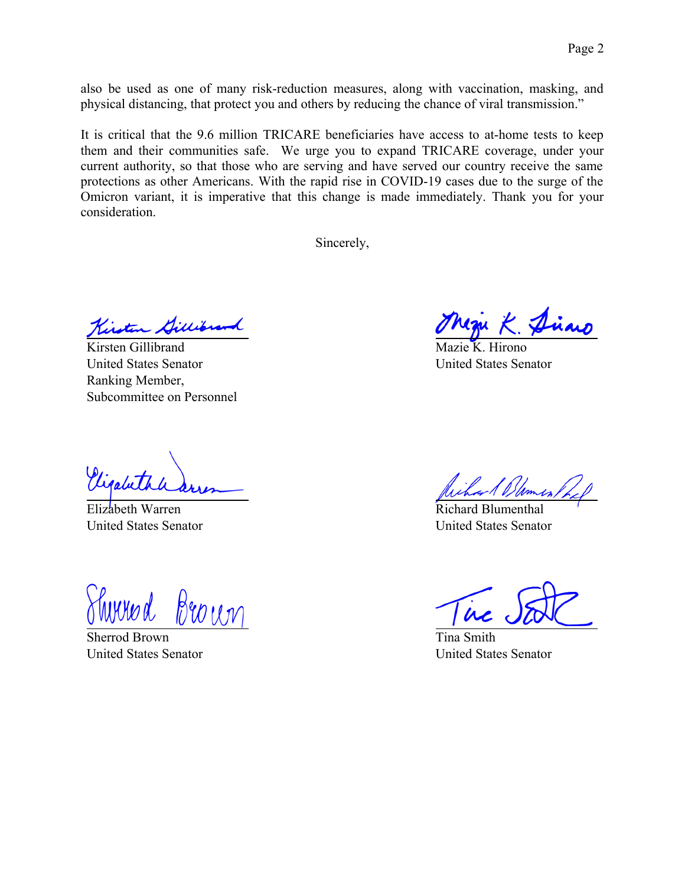also be used as one of many risk-reduction measures, along with vaccination, masking, and physical distancing, that protect you and others by reducing the chance of viral transmission."

It is critical that the 9.6 million TRICARE beneficiaries have access to at-home tests to keep them and their communities safe. We urge you to expand TRICARE coverage, under your current authority, so that those who are serving and have served our country receive the same protections as other Americans. With the rapid rise in COVID-19 cases due to the surge of the Omicron variant, it is imperative that this change is made immediately. Thank you for your consideration.

Sincerely,

Kirsten Gillibrand
United States Senator
Ranking Member,
Subcommittee on Personnel

Mazie K. Hirono
United States Senator

Elizabeth Warren
United States Senator

Richard Blumenthal
United States Senator

Sherrod Brown
United States Senator

Tina Smith
United States Senator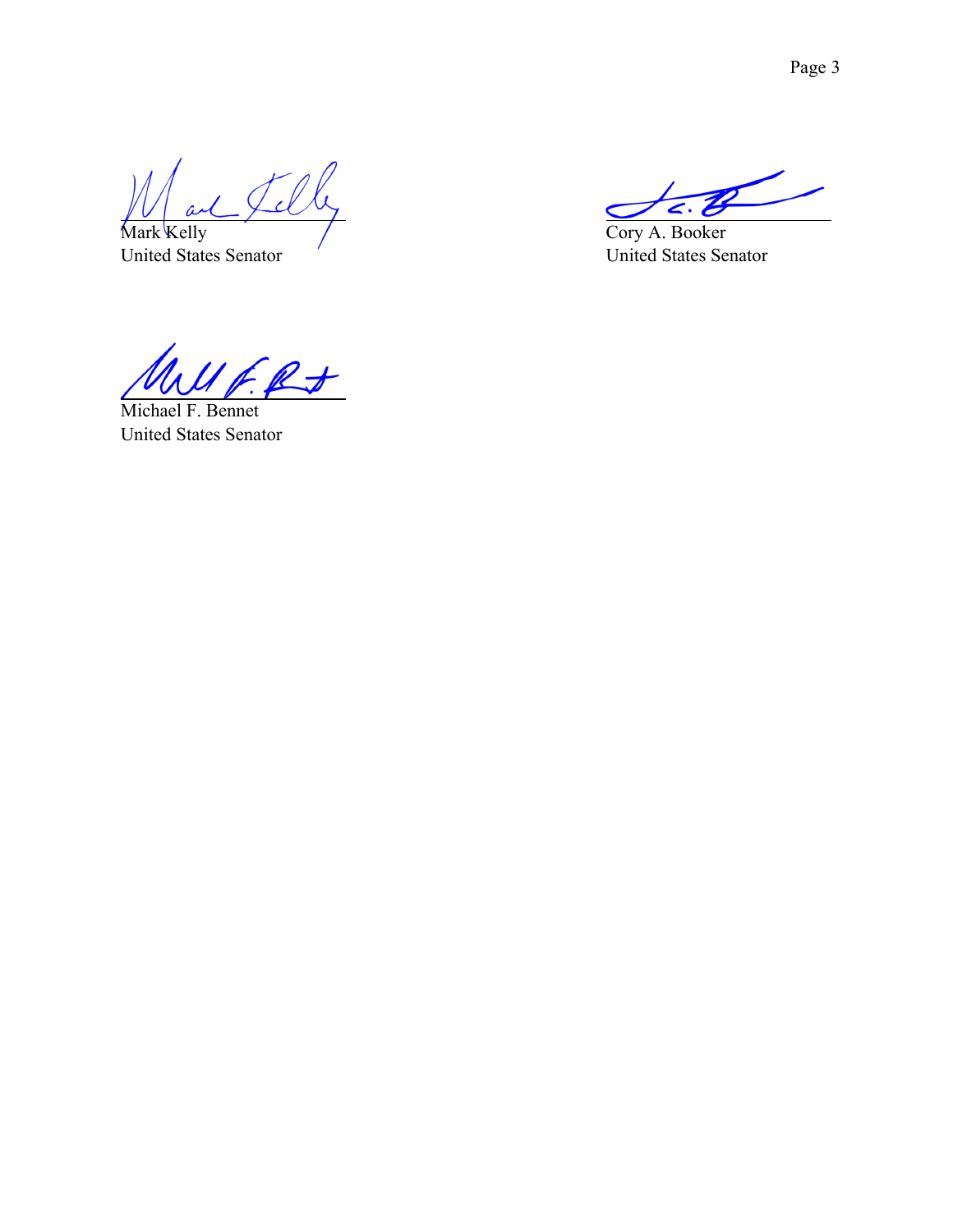Mark Kelly
United States Senator

Cory A. Booker
United States Senator

Michael F. Bennet
United States Senator